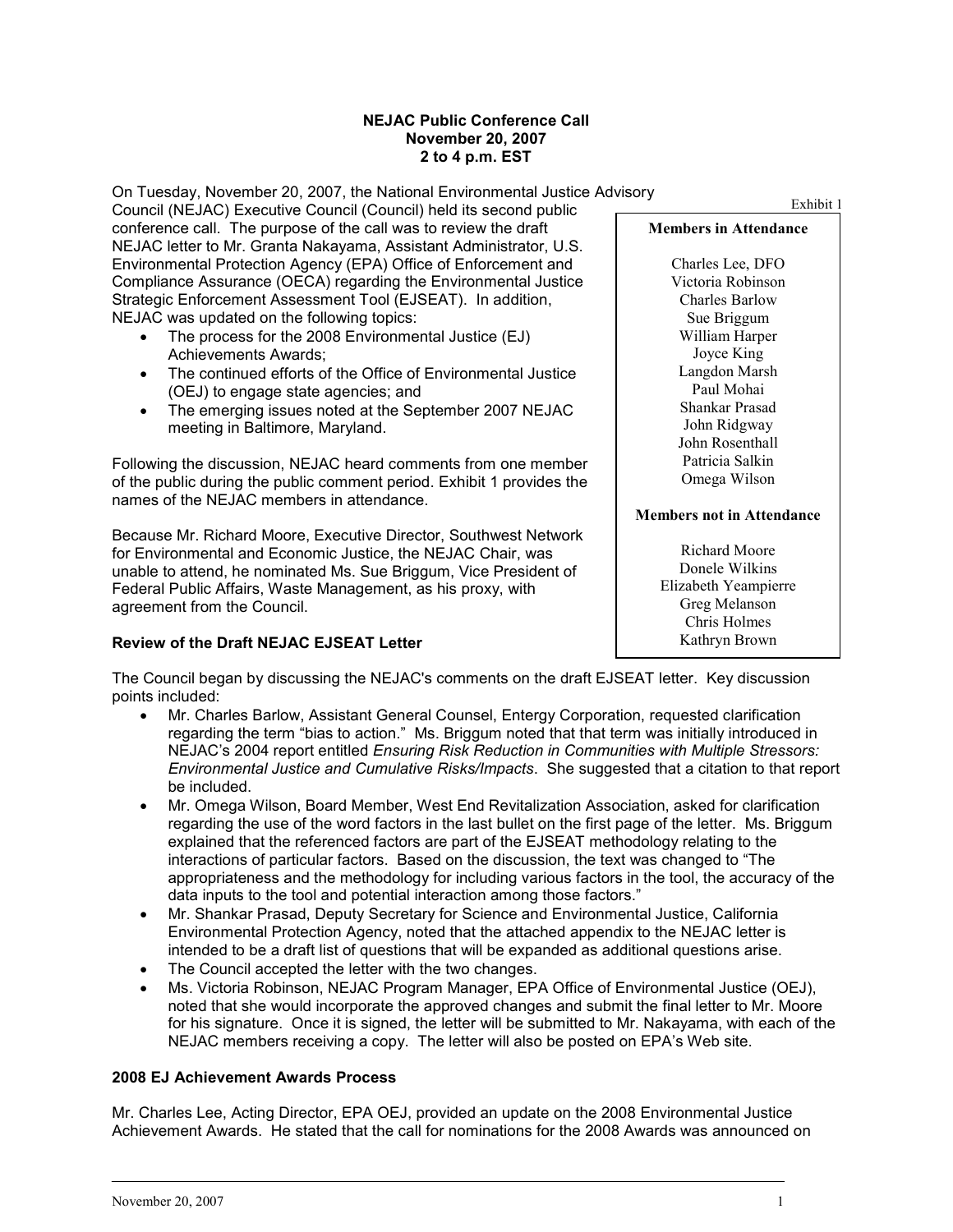**NEJAC Public Conference Call**
**November 20, 2007**
**2 to 4 p.m. EST**

On Tuesday, November 20, 2007, the National Environmental Justice Advisory Council (NEJAC) Executive Council (Council) held its second public conference call. The purpose of the call was to review the draft NEJAC letter to Mr. Granta Nakayama, Assistant Administrator, U.S. Environmental Protection Agency (EPA) Office of Enforcement and Compliance Assurance (OECA) regarding the Environmental Justice Strategic Enforcement Assessment Tool (EJSEAT). In addition, NEJAC was updated on the following topics:

- The process for the 2008 Environmental Justice (EJ) Achievements Awards;
- The continued efforts of the Office of Environmental Justice (OEJ) to engage state agencies; and
- The emerging issues noted at the September 2007 NEJAC meeting in Baltimore, Maryland.

Following the discussion, NEJAC heard comments from one member of the public during the public comment period. Exhibit 1 provides the names of the NEJAC members in attendance.

Because Mr. Richard Moore, Executive Director, Southwest Network for Environmental and Economic Justice, the NEJAC Chair, was unable to attend, he nominated Ms. Sue Briggum, Vice President of Federal Public Affairs, Waste Management, as his proxy, with agreement from the Council.

Exhibit 1

| **Members in Attendance** |
|---|
| Charles Lee, DFO |
| Victoria Robinson |
| Charles Barlow |
| Sue Briggum |
| William Harper |
| Joyce King |
| Langdon Marsh |
| Paul Mohai |
| Shankar Prasad |
| John Ridgway |
| John Rosenthall |
| Patricia Salkin |
| Omega Wilson |
| **Members not in Attendance** |
| Richard Moore |
| Donele Wilkins |
| Elizabeth Yeampierre |
| Greg Melanson |
| Chris Holmes |
| Kathryn Brown |

### Review of the Draft NEJAC EJSEAT Letter

The Council began by discussing the NEJAC's comments on the draft EJSEAT letter. Key discussion points included:

- Mr. Charles Barlow, Assistant General Counsel, Entergy Corporation, requested clarification regarding the term "bias to action." Ms. Briggum noted that that term was initially introduced in NEJAC's 2004 report entitled *Ensuring Risk Reduction in Communities with Multiple Stressors: Environmental Justice and Cumulative Risks/Impacts*. She suggested that a citation to that report be included.
- Mr. Omega Wilson, Board Member, West End Revitalization Association, asked for clarification regarding the use of the word factors in the last bullet on the first page of the letter. Ms. Briggum explained that the referenced factors are part of the EJSEAT methodology relating to the interactions of particular factors. Based on the discussion, the text was changed to "The appropriateness and the methodology for including various factors in the tool, the accuracy of the data inputs to the tool and potential interaction among those factors."
- Mr. Shankar Prasad, Deputy Secretary for Science and Environmental Justice, California Environmental Protection Agency, noted that the attached appendix to the NEJAC letter is intended to be a draft list of questions that will be expanded as additional questions arise.
- The Council accepted the letter with the two changes.
- Ms. Victoria Robinson, NEJAC Program Manager, EPA Office of Environmental Justice (OEJ), noted that she would incorporate the approved changes and submit the final letter to Mr. Moore for his signature. Once it is signed, the letter will be submitted to Mr. Nakayama, with each of the NEJAC members receiving a copy. The letter will also be posted on EPA's Web site.

### 2008 EJ Achievement Awards Process

Mr. Charles Lee, Acting Director, EPA OEJ, provided an update on the 2008 Environmental Justice Achievement Awards. He stated that the call for nominations for the 2008 Awards was announced on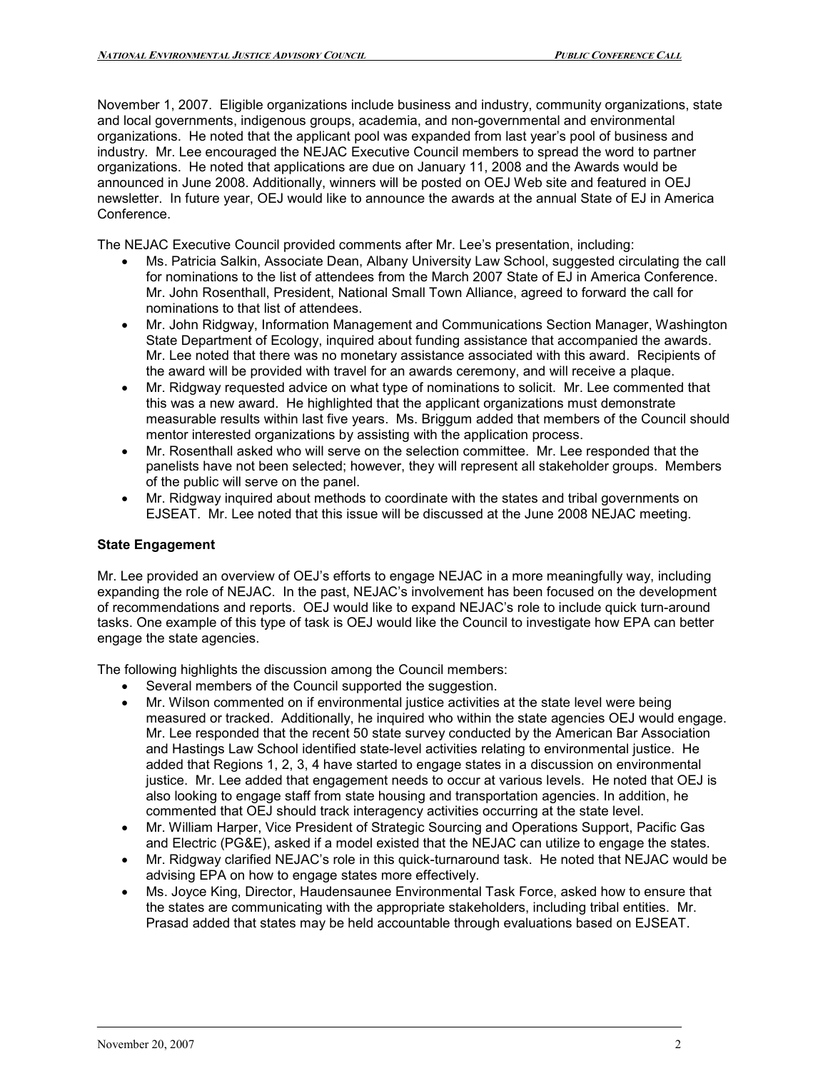November 1, 2007. Eligible organizations include business and industry, community organizations, state and local governments, indigenous groups, academia, and non-governmental and environmental organizations. He noted that the applicant pool was expanded from last year's pool of business and industry. Mr. Lee encouraged the NEJAC Executive Council members to spread the word to partner organizations. He noted that applications are due on January 11, 2008 and the Awards would be announced in June 2008. Additionally, winners will be posted on OEJ Web site and featured in OEJ newsletter. In future year, OEJ would like to announce the awards at the annual State of EJ in America Conference.

The NEJAC Executive Council provided comments after Mr. Lee's presentation, including:

- Ms. Patricia Salkin, Associate Dean, Albany University Law School, suggested circulating the call for nominations to the list of attendees from the March 2007 State of EJ in America Conference. Mr. John Rosenthall, President, National Small Town Alliance, agreed to forward the call for nominations to that list of attendees.
- Mr. John Ridgway, Information Management and Communications Section Manager, Washington State Department of Ecology, inquired about funding assistance that accompanied the awards. Mr. Lee noted that there was no monetary assistance associated with this award. Recipients of the award will be provided with travel for an awards ceremony, and will receive a plaque.
- Mr. Ridgway requested advice on what type of nominations to solicit. Mr. Lee commented that this was a new award. He highlighted that the applicant organizations must demonstrate measurable results within last five years. Ms. Briggum added that members of the Council should mentor interested organizations by assisting with the application process.
- Mr. Rosenthall asked who will serve on the selection committee. Mr. Lee responded that the panelists have not been selected; however, they will represent all stakeholder groups. Members of the public will serve on the panel.
- Mr. Ridgway inquired about methods to coordinate with the states and tribal governments on EJSEAT. Mr. Lee noted that this issue will be discussed at the June 2008 NEJAC meeting.

**State Engagement**

Mr. Lee provided an overview of OEJ's efforts to engage NEJAC in a more meaningfully way, including expanding the role of NEJAC. In the past, NEJAC's involvement has been focused on the development of recommendations and reports. OEJ would like to expand NEJAC's role to include quick turn-around tasks. One example of this type of task is OEJ would like the Council to investigate how EPA can better engage the state agencies.

The following highlights the discussion among the Council members:

- Several members of the Council supported the suggestion.
- Mr. Wilson commented on if environmental justice activities at the state level were being measured or tracked. Additionally, he inquired who within the state agencies OEJ would engage. Mr. Lee responded that the recent 50 state survey conducted by the American Bar Association and Hastings Law School identified state-level activities relating to environmental justice. He added that Regions 1, 2, 3, 4 have started to engage states in a discussion on environmental justice. Mr. Lee added that engagement needs to occur at various levels. He noted that OEJ is also looking to engage staff from state housing and transportation agencies. In addition, he commented that OEJ should track interagency activities occurring at the state level.
- Mr. William Harper, Vice President of Strategic Sourcing and Operations Support, Pacific Gas and Electric (PG&E), asked if a model existed that the NEJAC can utilize to engage the states.
- Mr. Ridgway clarified NEJAC's role in this quick-turnaround task. He noted that NEJAC would be advising EPA on how to engage states more effectively.
- Ms. Joyce King, Director, Haudensaunee Environmental Task Force, asked how to ensure that the states are communicating with the appropriate stakeholders, including tribal entities. Mr. Prasad added that states may be held accountable through evaluations based on EJSEAT.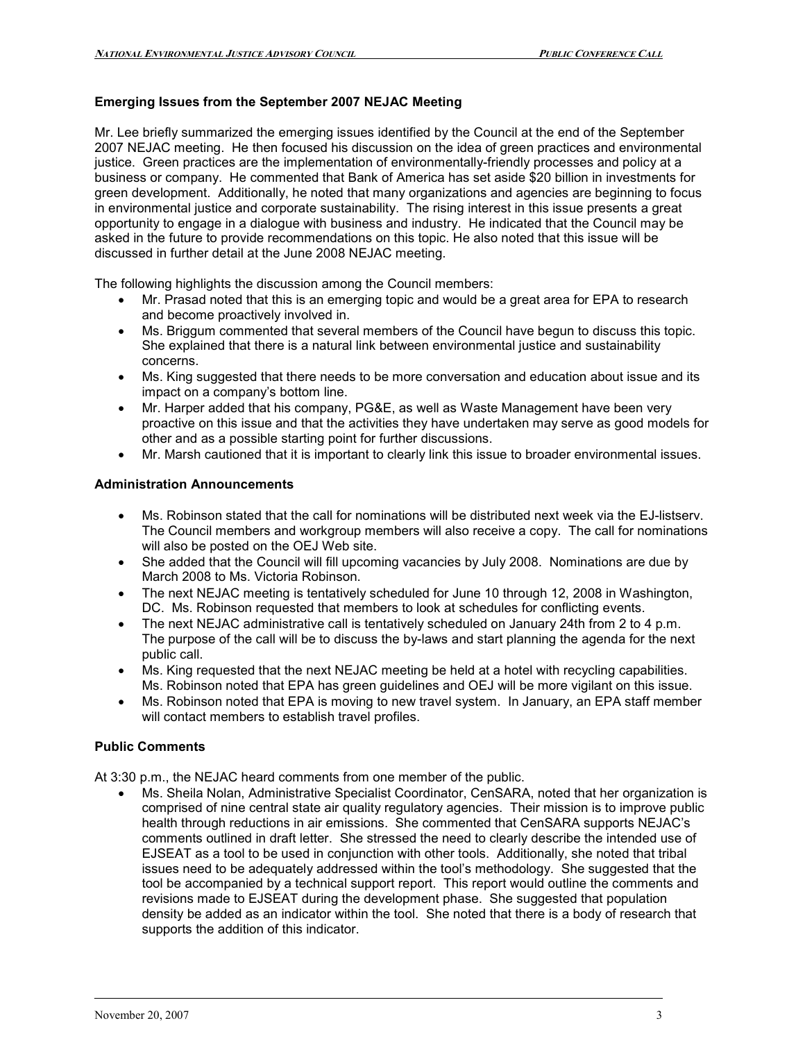### Emerging Issues from the September 2007 NEJAC Meeting

Mr. Lee briefly summarized the emerging issues identified by the Council at the end of the September 2007 NEJAC meeting. He then focused his discussion on the idea of green practices and environmental justice. Green practices are the implementation of environmentally-friendly processes and policy at a business or company. He commented that Bank of America has set aside $20 billion in investments for green development. Additionally, he noted that many organizations and agencies are beginning to focus in environmental justice and corporate sustainability. The rising interest in this issue presents a great opportunity to engage in a dialogue with business and industry. He indicated that the Council may be asked in the future to provide recommendations on this topic. He also noted that this issue will be discussed in further detail at the June 2008 NEJAC meeting.

The following highlights the discussion among the Council members:

- Mr. Prasad noted that this is an emerging topic and would be a great area for EPA to research and become proactively involved in.
- Ms. Briggum commented that several members of the Council have begun to discuss this topic. She explained that there is a natural link between environmental justice and sustainability concerns.
- Ms. King suggested that there needs to be more conversation and education about issue and its impact on a company's bottom line.
- Mr. Harper added that his company, PG&E, as well as Waste Management have been very proactive on this issue and that the activities they have undertaken may serve as good models for other and as a possible starting point for further discussions.
- Mr. Marsh cautioned that it is important to clearly link this issue to broader environmental issues.

### Administration Announcements

- Ms. Robinson stated that the call for nominations will be distributed next week via the EJ-listserv. The Council members and workgroup members will also receive a copy. The call for nominations will also be posted on the OEJ Web site.
- She added that the Council will fill upcoming vacancies by July 2008. Nominations are due by March 2008 to Ms. Victoria Robinson.
- The next NEJAC meeting is tentatively scheduled for June 10 through 12, 2008 in Washington, DC. Ms. Robinson requested that members to look at schedules for conflicting events.
- The next NEJAC administrative call is tentatively scheduled on January 24th from 2 to 4 p.m. The purpose of the call will be to discuss the by-laws and start planning the agenda for the next public call.
- Ms. King requested that the next NEJAC meeting be held at a hotel with recycling capabilities. Ms. Robinson noted that EPA has green guidelines and OEJ will be more vigilant on this issue.
- Ms. Robinson noted that EPA is moving to new travel system. In January, an EPA staff member will contact members to establish travel profiles.

### Public Comments

At 3:30 p.m., the NEJAC heard comments from one member of the public.

- Ms. Sheila Nolan, Administrative Specialist Coordinator, CenSARA, noted that her organization is comprised of nine central state air quality regulatory agencies. Their mission is to improve public health through reductions in air emissions. She commented that CenSARA supports NEJAC's comments outlined in draft letter. She stressed the need to clearly describe the intended use of EJSEAT as a tool to be used in conjunction with other tools. Additionally, she noted that tribal issues need to be adequately addressed within the tool's methodology. She suggested that the tool be accompanied by a technical support report. This report would outline the comments and revisions made to EJSEAT during the development phase. She suggested that population density be added as an indicator within the tool. She noted that there is a body of research that supports the addition of this indicator.